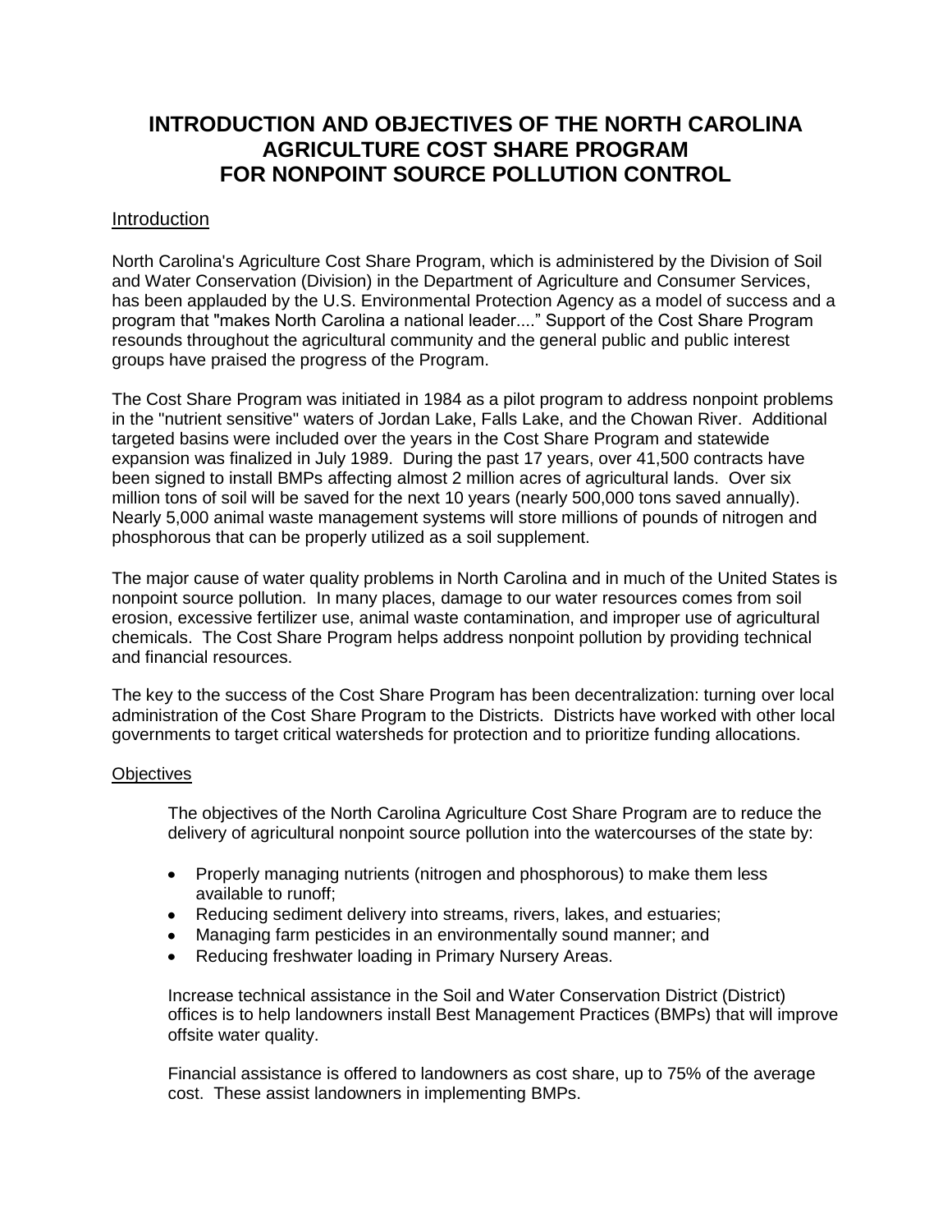# INTRODUCTION AND OBJECTIVES OF THE NORTH CAROLINA AGRICULTURE COST SHARE PROGRAM FOR NONPOINT SOURCE POLLUTION CONTROL

## Introduction

North Carolina's Agriculture Cost Share Program, which is administered by the Division of Soil and Water Conservation (Division) in the Department of Agriculture and Consumer Services, has been applauded by the U.S. Environmental Protection Agency as a model of success and a program that "makes North Carolina a national leader...." Support of the Cost Share Program resounds throughout the agricultural community and the general public and public interest groups have praised the progress of the Program.

The Cost Share Program was initiated in 1984 as a pilot program to address nonpoint problems in the "nutrient sensitive" waters of Jordan Lake, Falls Lake, and the Chowan River. Additional targeted basins were included over the years in the Cost Share Program and statewide expansion was finalized in July 1989. During the past 17 years, over 41,500 contracts have been signed to install BMPs affecting almost 2 million acres of agricultural lands. Over six million tons of soil will be saved for the next 10 years (nearly 500,000 tons saved annually). Nearly 5,000 animal waste management systems will store millions of pounds of nitrogen and phosphorous that can be properly utilized as a soil supplement.

The major cause of water quality problems in North Carolina and in much of the United States is nonpoint source pollution. In many places, damage to our water resources comes from soil erosion, excessive fertilizer use, animal waste contamination, and improper use of agricultural chemicals. The Cost Share Program helps address nonpoint pollution by providing technical and financial resources.

The key to the success of the Cost Share Program has been decentralization: turning over local administration of the Cost Share Program to the Districts. Districts have worked with other local governments to target critical watersheds for protection and to prioritize funding allocations.

## Objectives

The objectives of the North Carolina Agriculture Cost Share Program are to reduce the delivery of agricultural nonpoint source pollution into the watercourses of the state by:

- Properly managing nutrients (nitrogen and phosphorous) to make them less available to runoff;
- Reducing sediment delivery into streams, rivers, lakes, and estuaries;
- Managing farm pesticides in an environmentally sound manner; and
- Reducing freshwater loading in Primary Nursery Areas.

Increase technical assistance in the Soil and Water Conservation District (District) offices is to help landowners install Best Management Practices (BMPs) that will improve offsite water quality.

Financial assistance is offered to landowners as cost share, up to 75% of the average cost. These assist landowners in implementing BMPs.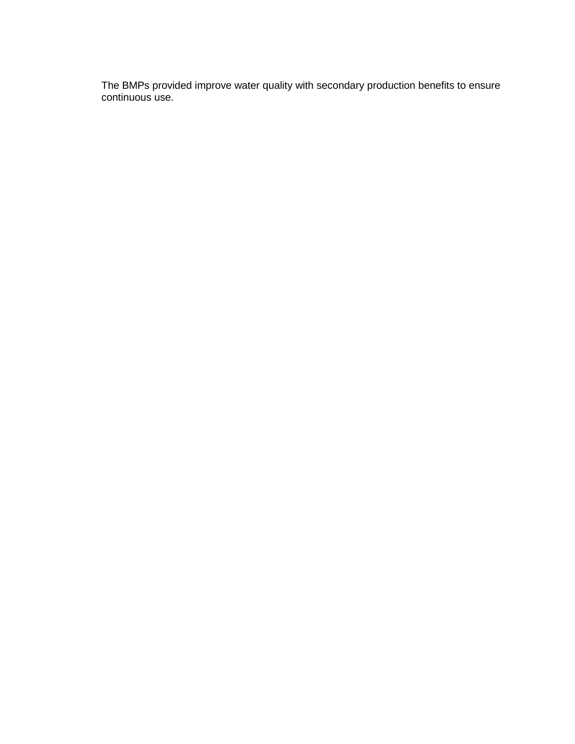The BMPs provided improve water quality with secondary production benefits to ensure continuous use.